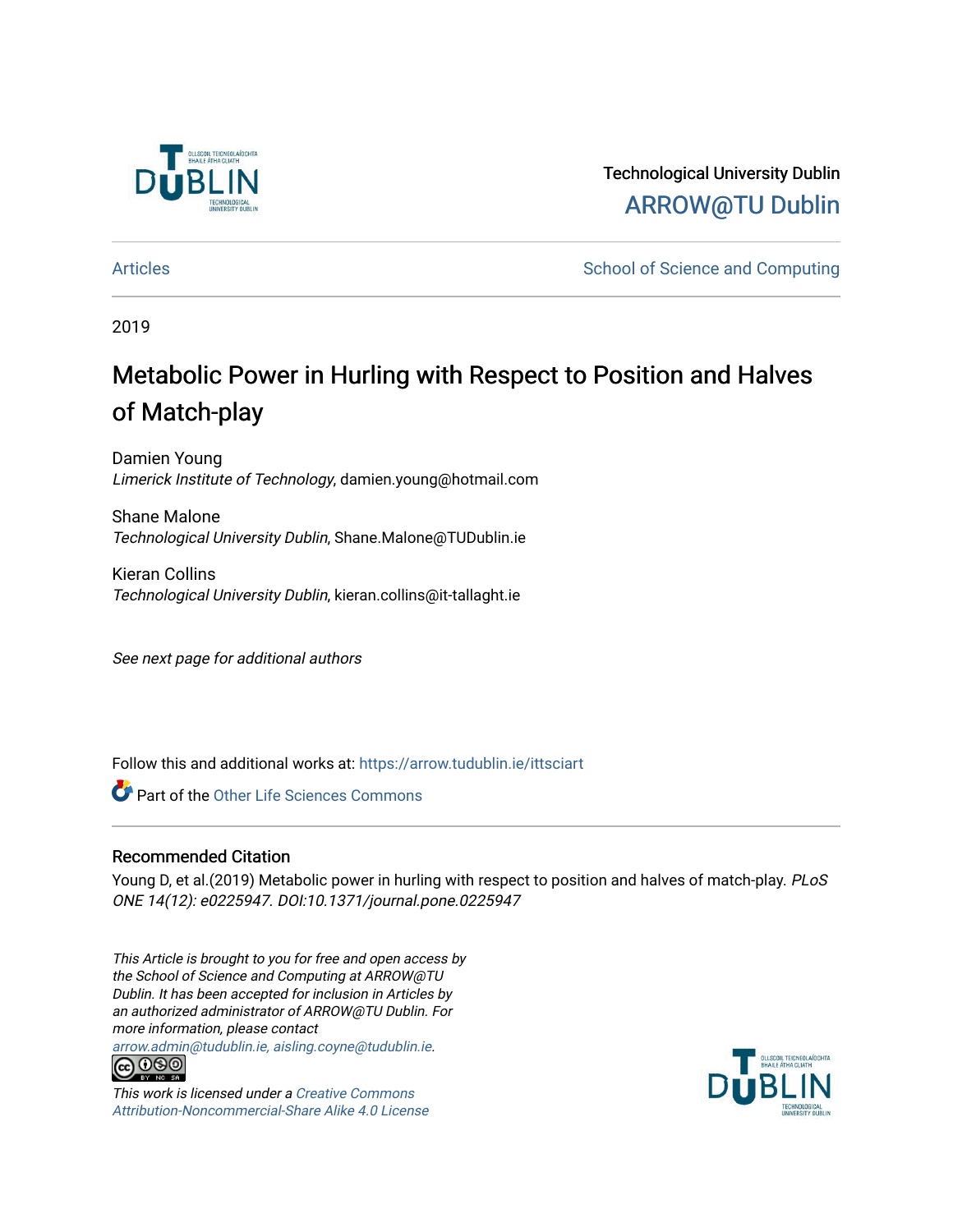Technological University Dublin

ARROW@TU Dublin

Articles | School of Science and Computing

2019

# Metabolic Power in Hurling with Respect to Position and Halves of Match-play

Damien Young
*Limerick Institute of Technology*, damien.young@hotmail.com

Shane Malone
*Technological University Dublin*, Shane.Malone@TUDublin.ie

Kieran Collins
*Technological University Dublin*, kieran.collins@it-tallaght.ie

*See next page for additional authors*

Follow this and additional works at: https://arrow.tudublin.ie/ittsciart

Part of the Other Life Sciences Commons

## Recommended Citation

Young D, et al.(2019) Metabolic power in hurling with respect to position and halves of match-play. *PLoS ONE 14(12): e0225947. DOI:10.1371/journal.pone.0225947*

*This Article is brought to you for free and open access by the School of Science and Computing at ARROW@TU Dublin. It has been accepted for inclusion in Articles by an authorized administrator of ARROW@TU Dublin. For more information, please contact arrow.admin@tudublin.ie, aisling.coyne@tudublin.ie.*

*This work is licensed under a Creative Commons Attribution-Noncommercial-Share Alike 4.0 License*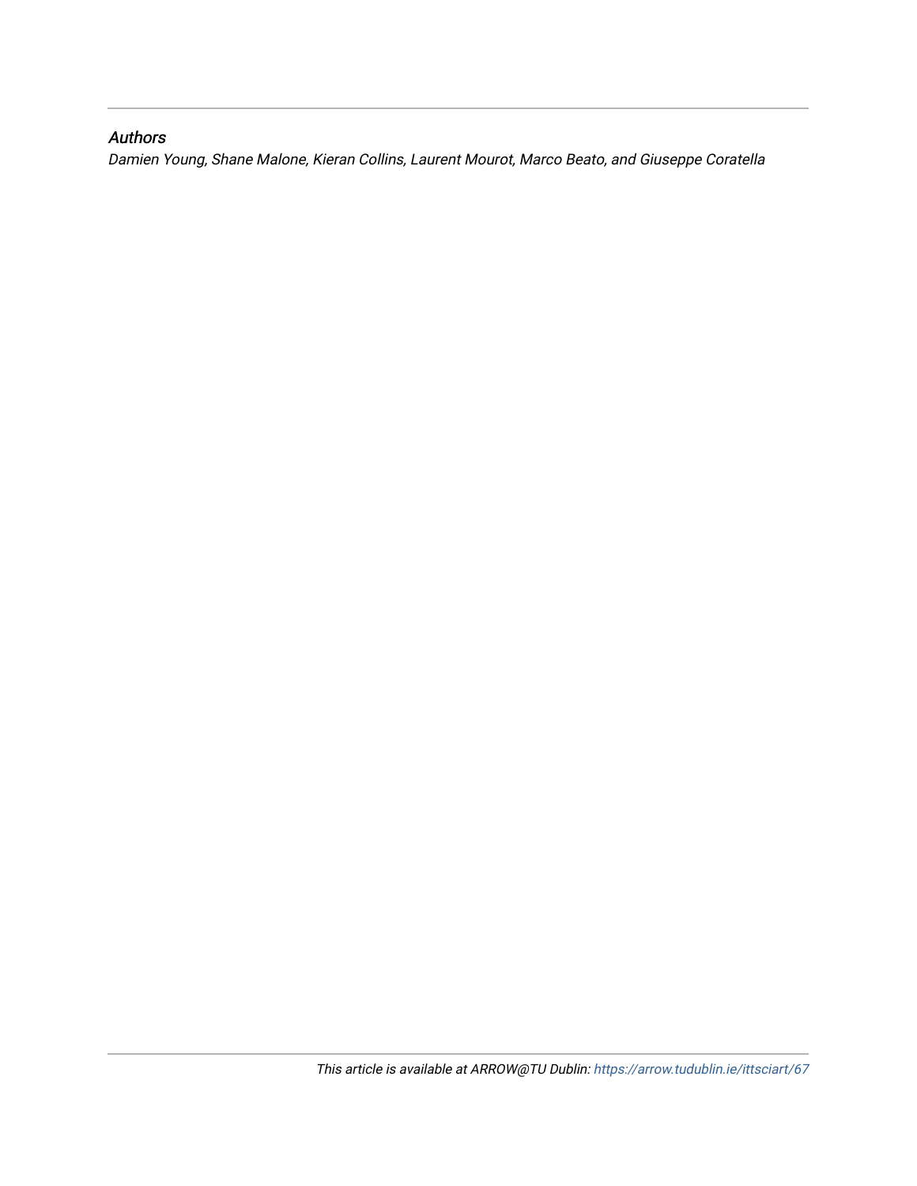*Authors*

*Damien Young, Shane Malone, Kieran Collins, Laurent Mourot, Marco Beato, and Giuseppe Coratella*

*This article is available at ARROW@TU Dublin: https://arrow.tudublin.ie/ittsciart/67*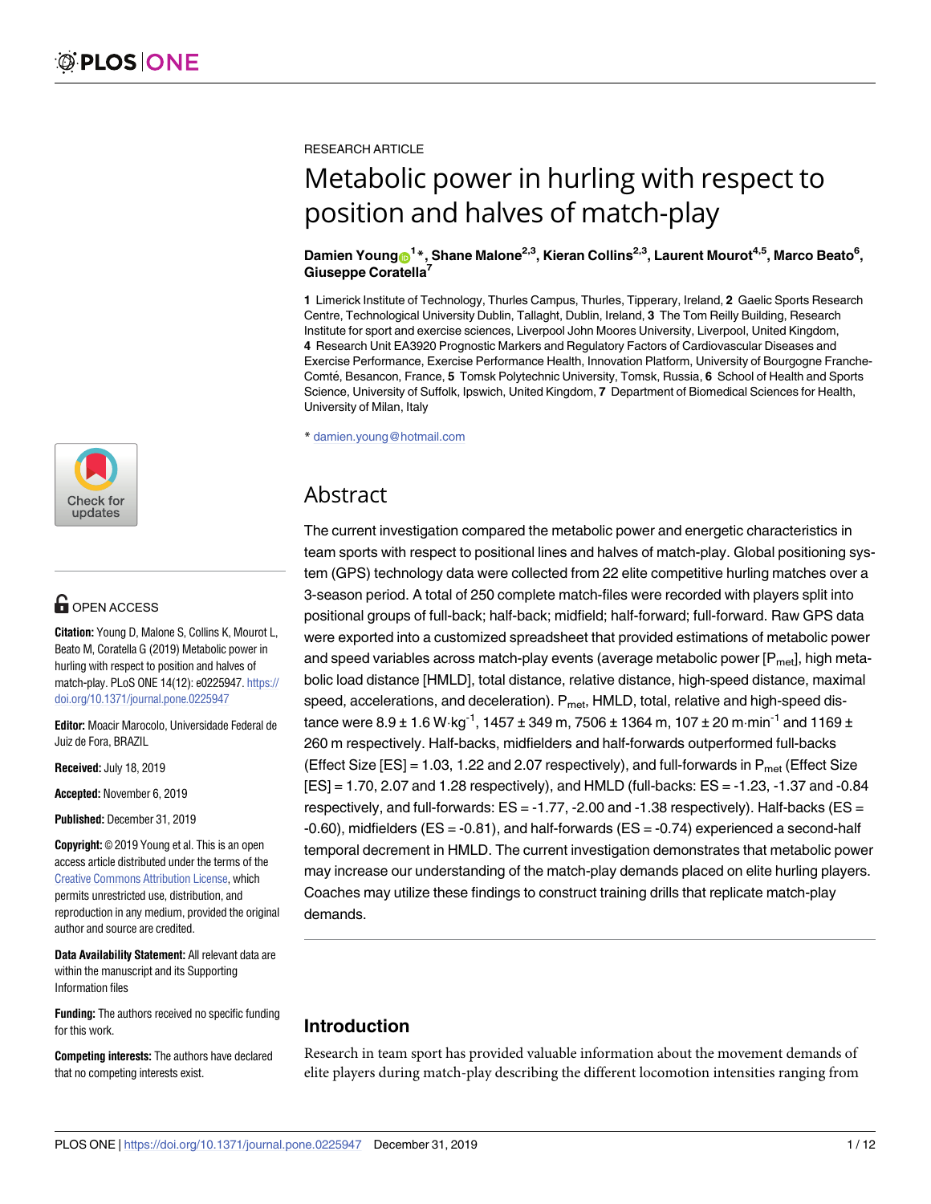RESEARCH ARTICLE

# Metabolic power in hurling with respect to position and halves of match-play

**Damien Young[1]*, Shane Malone[2,3], Kieran Collins[2,3], Laurent Mourot[4,5], Marco Beato[6], Giuseppe Coratella[7]**

**1** Limerick Institute of Technology, Thurles Campus, Thurles, Tipperary, Ireland, **2** Gaelic Sports Research Centre, Technological University Dublin, Tallaght, Dublin, Ireland, **3** The Tom Reilly Building, Research Institute for sport and exercise sciences, Liverpool John Moores University, Liverpool, United Kingdom, **4** Research Unit EA3920 Prognostic Markers and Regulatory Factors of Cardiovascular Diseases and Exercise Performance, Exercise Performance Health, Innovation Platform, University of Bourgogne Franche-Comté, Besancon, France, **5** Tomsk Polytechnic University, Tomsk, Russia, **6** School of Health and Sports Science, University of Suffolk, Ipswich, United Kingdom, **7** Department of Biomedical Sciences for Health, University of Milan, Italy

* damien.young@hotmail.com

OPEN ACCESS

**Citation:** Young D, Malone S, Collins K, Mourot L, Beato M, Coratella G (2019) Metabolic power in hurling with respect to position and halves of match-play. PLoS ONE 14(12): e0225947. https://doi.org/10.1371/journal.pone.0225947

**Editor:** Moacir Marocolo, Universidade Federal de Juiz de Fora, BRAZIL

**Received:** July 18, 2019

**Accepted:** November 6, 2019

**Published:** December 31, 2019

**Copyright:** © 2019 Young et al. This is an open access article distributed under the terms of the Creative Commons Attribution License, which permits unrestricted use, distribution, and reproduction in any medium, provided the original author and source are credited.

**Data Availability Statement:** All relevant data are within the manuscript and its Supporting Information files

**Funding:** The authors received no specific funding for this work.

**Competing interests:** The authors have declared that no competing interests exist.

## Abstract

The current investigation compared the metabolic power and energetic characteristics in team sports with respect to positional lines and halves of match-play. Global positioning system (GPS) technology data were collected from 22 elite competitive hurling matches over a 3-season period. A total of 250 complete match-files were recorded with players split into positional groups of full-back; half-back; midfield; half-forward; full-forward. Raw GPS data were exported into a customized spreadsheet that provided estimations of metabolic power and speed variables across match-play events (average metabolic power [$P_{met}$], high metabolic load distance [HMLD], total distance, relative distance, high-speed distance, maximal speed, accelerations, and deceleration). $P_{met}$, HMLD, total, relative and high-speed distance were 8.9 ± 1.6 W·kg$^{-1}$, 1457 ± 349 m, 7506 ± 1364 m, 107 ± 20 m·min$^{-1}$ and 1169 ± 260 m respectively. Half-backs, midfielders and half-forwards outperformed full-backs (Effect Size [ES] = 1.03, 1.22 and 2.07 respectively), and full-forwards in $P_{met}$ (Effect Size [ES] = 1.70, 2.07 and 1.28 respectively), and HMLD (full-backs: ES = -1.23, -1.37 and -0.84 respectively, and full-forwards: ES = -1.77, -2.00 and -1.38 respectively). Half-backs (ES = -0.60), midfielders (ES = -0.81), and half-forwards (ES = -0.74) experienced a second-half temporal decrement in HMLD. The current investigation demonstrates that metabolic power may increase our understanding of the match-play demands placed on elite hurling players. Coaches may utilize these findings to construct training drills that replicate match-play demands.

## Introduction

Research in team sport has provided valuable information about the movement demands of elite players during match-play describing the different locomotion intensities ranging from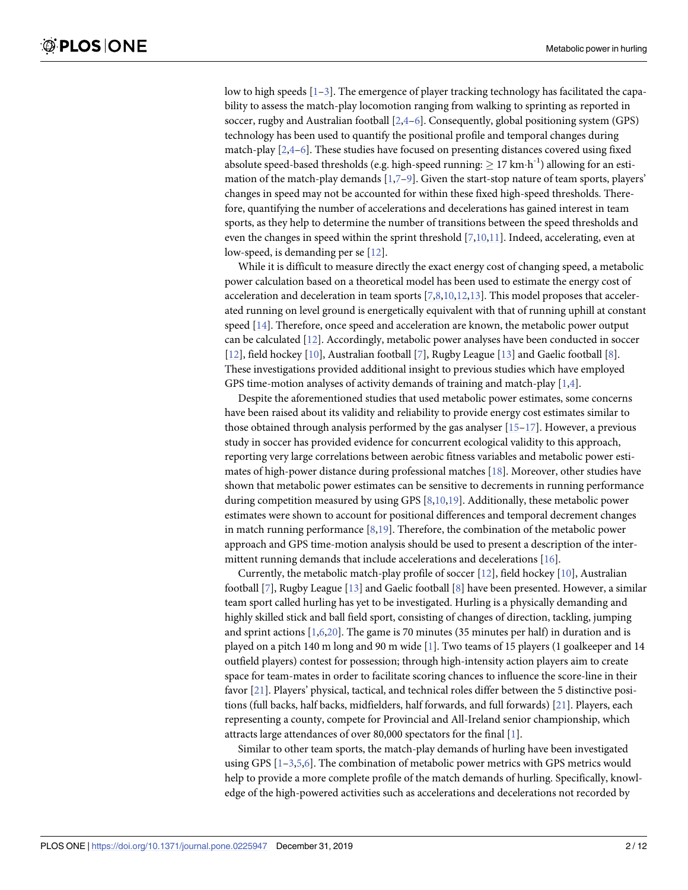low to high speeds [1–3]. The emergence of player tracking technology has facilitated the capability to assess the match-play locomotion ranging from walking to sprinting as reported in soccer, rugby and Australian football [2,4–6]. Consequently, global positioning system (GPS) technology has been used to quantify the positional profile and temporal changes during match-play [2,4–6]. These studies have focused on presenting distances covered using fixed absolute speed-based thresholds (e.g. high-speed running: $\geq$ 17 km·h$^{-1}$) allowing for an estimation of the match-play demands [1,7–9]. Given the start-stop nature of team sports, players' changes in speed may not be accounted for within these fixed high-speed thresholds. Therefore, quantifying the number of accelerations and decelerations has gained interest in team sports, as they help to determine the number of transitions between the speed thresholds and even the changes in speed within the sprint threshold [7,10,11]. Indeed, accelerating, even at low-speed, is demanding per se [12].

While it is difficult to measure directly the exact energy cost of changing speed, a metabolic power calculation based on a theoretical model has been used to estimate the energy cost of acceleration and deceleration in team sports [7,8,10,12,13]. This model proposes that accelerated running on level ground is energetically equivalent with that of running uphill at constant speed [14]. Therefore, once speed and acceleration are known, the metabolic power output can be calculated [12]. Accordingly, metabolic power analyses have been conducted in soccer [12], field hockey [10], Australian football [7], Rugby League [13] and Gaelic football [8]. These investigations provided additional insight to previous studies which have employed GPS time-motion analyses of activity demands of training and match-play [1,4].

Despite the aforementioned studies that used metabolic power estimates, some concerns have been raised about its validity and reliability to provide energy cost estimates similar to those obtained through analysis performed by the gas analyser [15–17]. However, a previous study in soccer has provided evidence for concurrent ecological validity to this approach, reporting very large correlations between aerobic fitness variables and metabolic power estimates of high-power distance during professional matches [18]. Moreover, other studies have shown that metabolic power estimates can be sensitive to decrements in running performance during competition measured by using GPS [8,10,19]. Additionally, these metabolic power estimates were shown to account for positional differences and temporal decrement changes in match running performance [8,19]. Therefore, the combination of the metabolic power approach and GPS time-motion analysis should be used to present a description of the intermittent running demands that include accelerations and decelerations [16].

Currently, the metabolic match-play profile of soccer [12], field hockey [10], Australian football [7], Rugby League [13] and Gaelic football [8] have been presented. However, a similar team sport called hurling has yet to be investigated. Hurling is a physically demanding and highly skilled stick and ball field sport, consisting of changes of direction, tackling, jumping and sprint actions [1,6,20]. The game is 70 minutes (35 minutes per half) in duration and is played on a pitch 140 m long and 90 m wide [1]. Two teams of 15 players (1 goalkeeper and 14 outfield players) contest for possession; through high-intensity action players aim to create space for team-mates in order to facilitate scoring chances to influence the score-line in their favor [21]. Players' physical, tactical, and technical roles differ between the 5 distinctive positions (full backs, half backs, midfielders, half forwards, and full forwards) [21]. Players, each representing a county, compete for Provincial and All-Ireland senior championship, which attracts large attendances of over 80,000 spectators for the final [1].

Similar to other team sports, the match-play demands of hurling have been investigated using GPS [1–3,5,6]. The combination of metabolic power metrics with GPS metrics would help to provide a more complete profile of the match demands of hurling. Specifically, knowledge of the high-powered activities such as accelerations and decelerations not recorded by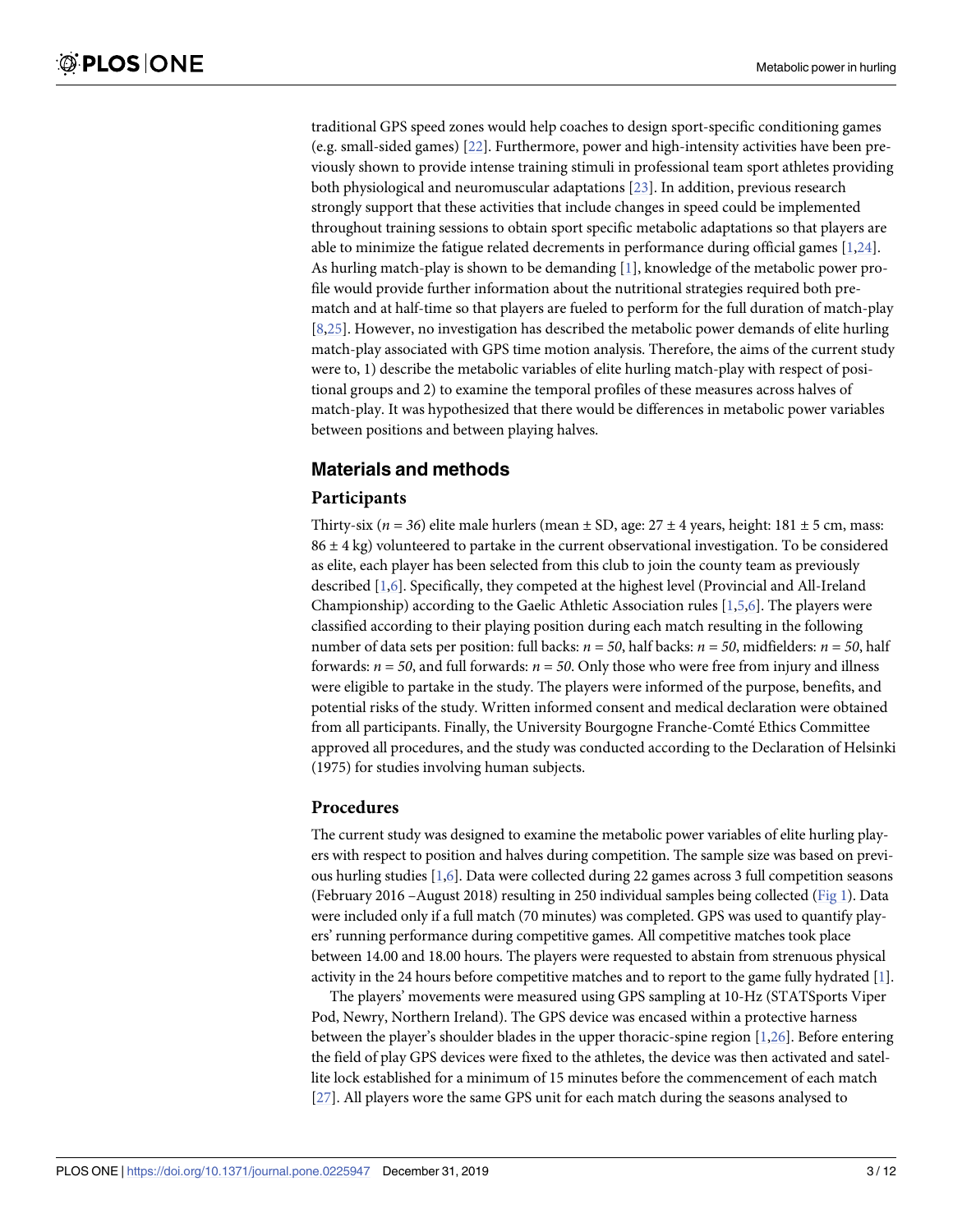traditional GPS speed zones would help coaches to design sport-specific conditioning games (e.g. small-sided games) [22]. Furthermore, power and high-intensity activities have been previously shown to provide intense training stimuli in professional team sport athletes providing both physiological and neuromuscular adaptations [23]. In addition, previous research strongly support that these activities that include changes in speed could be implemented throughout training sessions to obtain sport specific metabolic adaptations so that players are able to minimize the fatigue related decrements in performance during official games [1,24]. As hurling match-play is shown to be demanding [1], knowledge of the metabolic power profile would provide further information about the nutritional strategies required both pre-match and at half-time so that players are fueled to perform for the full duration of match-play [8,25]. However, no investigation has described the metabolic power demands of elite hurling match-play associated with GPS time motion analysis. Therefore, the aims of the current study were to, 1) describe the metabolic variables of elite hurling match-play with respect of positional groups and 2) to examine the temporal profiles of these measures across halves of match-play. It was hypothesized that there would be differences in metabolic power variables between positions and between playing halves.

## Materials and methods

### Participants

Thirty-six (*n = 36*) elite male hurlers (mean ± SD, age: 27 ± 4 years, height: 181 ± 5 cm, mass: 86 ± 4 kg) volunteered to partake in the current observational investigation. To be considered as elite, each player has been selected from this club to join the county team as previously described [1,6]. Specifically, they competed at the highest level (Provincial and All-Ireland Championship) according to the Gaelic Athletic Association rules [1,5,6]. The players were classified according to their playing position during each match resulting in the following number of data sets per position: full backs: *n = 50*, half backs: *n = 50*, midfielders: *n = 50*, half forwards: *n = 50*, and full forwards: *n = 50*. Only those who were free from injury and illness were eligible to partake in the study. The players were informed of the purpose, benefits, and potential risks of the study. Written informed consent and medical declaration were obtained from all participants. Finally, the University Bourgogne Franche-Comté Ethics Committee approved all procedures, and the study was conducted according to the Declaration of Helsinki (1975) for studies involving human subjects.

### Procedures

The current study was designed to examine the metabolic power variables of elite hurling players with respect to position and halves during competition. The sample size was based on previous hurling studies [1,6]. Data were collected during 22 games across 3 full competition seasons (February 2016 –August 2018) resulting in 250 individual samples being collected (Fig 1). Data were included only if a full match (70 minutes) was completed. GPS was used to quantify players' running performance during competitive games. All competitive matches took place between 14.00 and 18.00 hours. The players were requested to abstain from strenuous physical activity in the 24 hours before competitive matches and to report to the game fully hydrated [1].

The players' movements were measured using GPS sampling at 10-Hz (STATSports Viper Pod, Newry, Northern Ireland). The GPS device was encased within a protective harness between the player's shoulder blades in the upper thoracic-spine region [1,26]. Before entering the field of play GPS devices were fixed to the athletes, the device was then activated and satellite lock established for a minimum of 15 minutes before the commencement of each match [27]. All players wore the same GPS unit for each match during the seasons analysed to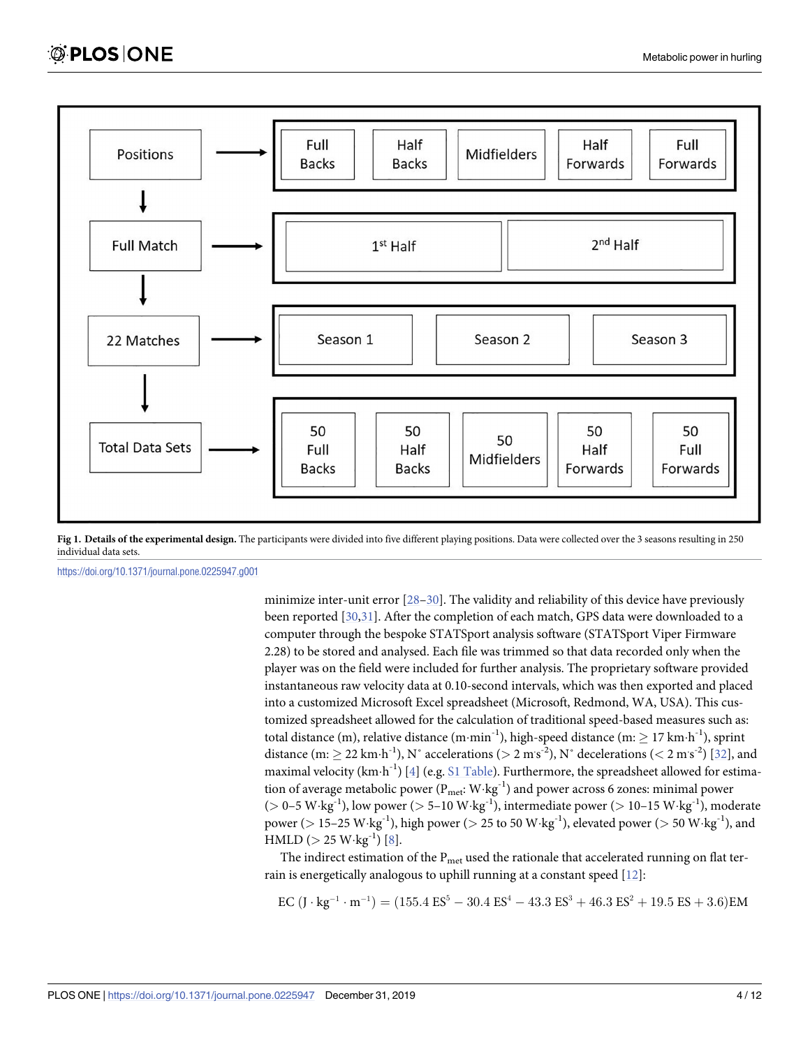| Positions | → | Full Backs | Half Backs | Midfielders | Half Forwards | Full Forwards |
|---|---|---|---|---|---|---|
| ↓ | | | | | | |
| Full Match | → | 1st Half | | 2nd Half | | |
| ↓ | | | | | | |
| 22 Matches | → | Season 1 | | Season 2 | | Season 3 |
| ↓ | | | | | | |
| Total Data Sets | → | 50 Full Backs | 50 Half Backs | 50 Midfielders | 50 Half Forwards | 50 Full Forwards |

**Fig 1. Details of the experimental design.** The participants were divided into five different playing positions. Data were collected over the 3 seasons resulting in 250 individual data sets.

https://doi.org/10.1371/journal.pone.0225947.g001

minimize inter-unit error [28–30]. The validity and reliability of this device have previously been reported [30,31]. After the completion of each match, GPS data were downloaded to a computer through the bespoke STATSport analysis software (STATSport Viper Firmware 2.28) to be stored and analysed. Each file was trimmed so that data recorded only when the player was on the field were included for further analysis. The proprietary software provided instantaneous raw velocity data at 0.10-second intervals, which was then exported and placed into a customized Microsoft Excel spreadsheet (Microsoft, Redmond, WA, USA). This customized spreadsheet allowed for the calculation of traditional speed-based measures such as: total distance (m), relative distance ($m \cdot min^{-1}$), high-speed distance (m: $\geq 17\ km \cdot h^{-1}$), sprint distance (m: $\geq 22\ km \cdot h^{-1}$), N° accelerations ($> 2\ m \cdot s^{-2}$), N° decelerations ($< 2\ m \cdot s^{-2}$) [32], and maximal velocity ($km \cdot h^{-1}$) [4] (e.g. S1 Table). Furthermore, the spreadsheet allowed for estimation of average metabolic power ($P_{met}$: $W \cdot kg^{-1}$) and power across 6 zones: minimal power ($>$ 0–5 $W \cdot kg^{-1}$), low power ($>$ 5–10 $W \cdot kg^{-1}$), intermediate power ($>$ 10–15 $W \cdot kg^{-1}$), moderate power ($>$ 15–25 $W \cdot kg^{-1}$), high power ($>$ 25 to 50 $W \cdot kg^{-1}$), elevated power ($>$ 50 $W \cdot kg^{-1}$), and HMLD ($>$ 25 $W \cdot kg^{-1}$) [8].

The indirect estimation of the $P_{met}$ used the rationale that accelerated running on flat terrain is energetically analogous to uphill running at a constant speed [12]:

$$EC\ (J \cdot kg^{-1} \cdot m^{-1}) = (155.4\ ES^5 - 30.4\ ES^4 - 43.3\ ES^3 + 46.3\ ES^2 + 19.5\ ES + 3.6)EM$$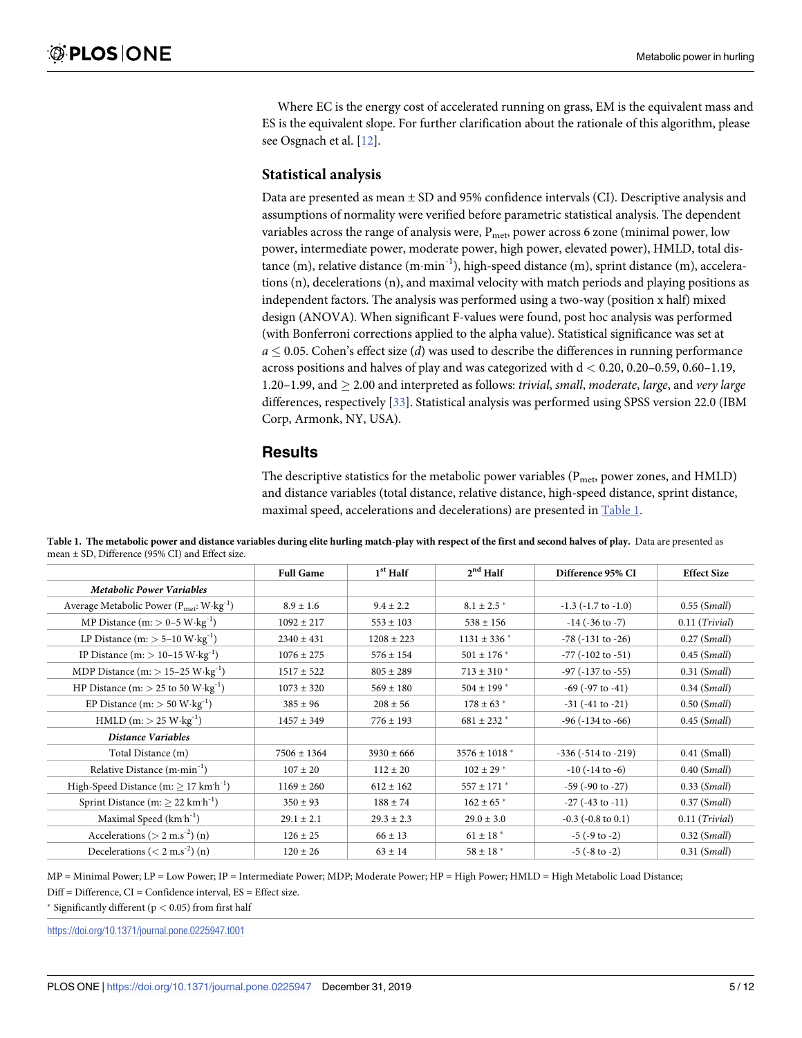Where EC is the energy cost of accelerated running on grass, EM is the equivalent mass and ES is the equivalent slope. For further clarification about the rationale of this algorithm, please see Osgnach et al. [12].

### Statistical analysis

Data are presented as mean ± SD and 95% confidence intervals (CI). Descriptive analysis and assumptions of normality were verified before parametric statistical analysis. The dependent variables across the range of analysis were, $P_{met}$, power across 6 zone (minimal power, low power, intermediate power, moderate power, high power, elevated power), HMLD, total distance (m), relative distance (m·min$^{-1}$), high-speed distance (m), sprint distance (m), accelerations (n), decelerations (n), and maximal velocity with match periods and playing positions as independent factors. The analysis was performed using a two-way (position x half) mixed design (ANOVA). When significant F-values were found, post hoc analysis was performed (with Bonferroni corrections applied to the alpha value). Statistical significance was set at $a \leq 0.05$. Cohen's effect size ($d$) was used to describe the differences in running performance across positions and halves of play and was categorized with $d < 0.20$, 0.20–0.59, 0.60–1.19, 1.20–1.99, and $\geq 2.00$ and interpreted as follows: *trivial*, *small*, *moderate*, *large*, and *very large* differences, respectively [33]. Statistical analysis was performed using SPSS version 22.0 (IBM Corp, Armonk, NY, USA).

## Results

The descriptive statistics for the metabolic power variables ($P_{met}$, power zones, and HMLD) and distance variables (total distance, relative distance, high-speed distance, sprint distance, maximal speed, accelerations and decelerations) are presented in Table 1.

**Table 1. The metabolic power and distance variables during elite hurling match-play with respect of the first and second halves of play.** Data are presented as mean ± SD, Difference (95% CI) and Effect size.

| | Full Game | 1st Half | 2nd Half | Difference 95% CI | Effect Size |
|---|---|---|---|---|---|
| ***Metabolic Power Variables*** | | | | | |
| Average Metabolic Power ($P_{met}$: W·kg$^{-1}$) | 8.9 ± 1.6 | 9.4 ± 2.2 | 8.1 ± 2.5 * | -1.3 (-1.7 to -1.0) | 0.55 (*Small*) |
| MP Distance (m: > 0–5 W·kg$^{-1}$) | 1092 ± 217 | 553 ± 103 | 538 ± 156 | -14 (-36 to -7) | 0.11 (*Trivial*) |
| LP Distance (m: > 5–10 W·kg$^{-1}$) | 2340 ± 431 | 1208 ± 223 | 1131 ± 336 * | -78 (-131 to -26) | 0.27 (*Small*) |
| IP Distance (m: > 10–15 W·kg$^{-1}$) | 1076 ± 275 | 576 ± 154 | 501 ± 176 * | -77 (-102 to -51) | 0.45 (*Small*) |
| MDP Distance (m: > 15–25 W·kg$^{-1}$) | 1517 ± 522 | 805 ± 289 | 713 ± 310 * | -97 (-137 to -55) | 0.31 (*Small*) |
| HP Distance (m: > 25 to 50 W·kg$^{-1}$) | 1073 ± 320 | 569 ± 180 | 504 ± 199 * | -69 (-97 to -41) | 0.34 (*Small*) |
| EP Distance (m: > 50 W·kg$^{-1}$) | 385 ± 96 | 208 ± 56 | 178 ± 63 * | -31 (-41 to -21) | 0.50 (*Small*) |
| HMLD (m: > 25 W·kg$^{-1}$) | 1457 ± 349 | 776 ± 193 | 681 ± 232 * | -96 (-134 to -66) | 0.45 (*Small*) |
| ***Distance Variables*** | | | | | |
| Total Distance (m) | 7506 ± 1364 | 3930 ± 666 | 3576 ± 1018 * | -336 (-514 to -219) | 0.41 (Small) |
| Relative Distance (m·min$^{-1}$) | 107 ± 20 | 112 ± 20 | 102 ± 29 * | -10 (-14 to -6) | 0.40 (*Small*) |
| High-Speed Distance (m: ≥ 17 km·h$^{-1}$) | 1169 ± 260 | 612 ± 162 | 557 ± 171 * | -59 (-90 to -27) | 0.33 (*Small*) |
| Sprint Distance (m: ≥ 22 km·h$^{-1}$) | 350 ± 93 | 188 ± 74 | 162 ± 65 * | -27 (-43 to -11) | 0.37 (*Small*) |
| Maximal Speed (km·h$^{-1}$) | 29.1 ± 2.1 | 29.3 ± 2.3 | 29.0 ± 3.0 | -0.3 (-0.8 to 0.1) | 0.11 (*Trivial*) |
| Accelerations (> 2 m.s$^{-2}$) (n) | 126 ± 25 | 66 ± 13 | 61 ± 18 * | -5 (-9 to -2) | 0.32 (*Small*) |
| Decelerations (< 2 m.s$^{-2}$) (n) | 120 ± 26 | 63 ± 14 | 58 ± 18 * | -5 (-8 to -2) | 0.31 (*Small*) |

MP = Minimal Power; LP = Low Power; IP = Intermediate Power; MDP; Moderate Power; HP = High Power; HMLD = High Metabolic Load Distance;

Diff = Difference, CI = Confidence interval, ES = Effect size.

* Significantly different ($p < 0.05$) from first half

https://doi.org/10.1371/journal.pone.0225947.t001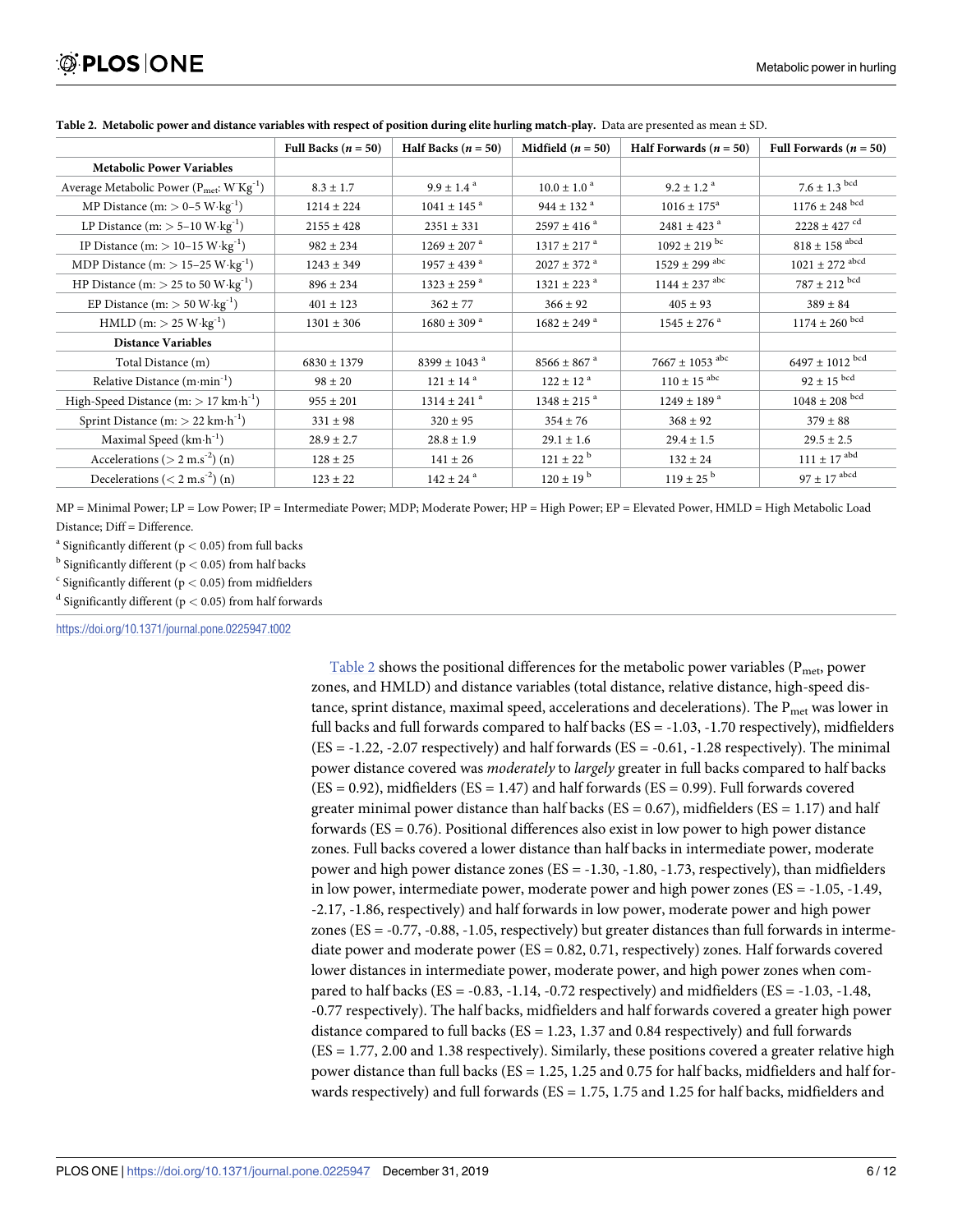**Table 2. Metabolic power and distance variables with respect of position during elite hurling match-play.** Data are presented as mean ± SD.

| | Full Backs ($n$ = 50) | Half Backs ($n$ = 50) | Midfield ($n$ = 50) | Half Forwards ($n$ = 50) | Full Forwards ($n$ = 50) |
|---|---|---|---|---|---|
| **Metabolic Power Variables** | | | | | |
| Average Metabolic Power ($P_{met}$; $W \cdot Kg^{-1}$) | 8.3 ± 1.7 | 9.9 ± 1.4 [a] | 10.0 ± 1.0 [a] | 9.2 ± 1.2 [a] | 7.6 ± 1.3 [bcd] |
| MP Distance (m: > 0–5 $W \cdot kg^{-1}$) | 1214 ± 224 | 1041 ± 145 [a] | 944 ± 132 [a] | 1016 ± 175[a] | 1176 ± 248 [bcd] |
| LP Distance (m: > 5–10 $W \cdot kg^{-1}$) | 2155 ± 428 | 2351 ± 331 | 2597 ± 416 [a] | 2481 ± 423 [a] | 2228 ± 427 [cd] |
| IP Distance (m: > 10–15 $W \cdot kg^{-1}$) | 982 ± 234 | 1269 ± 207 [a] | 1317 ± 217 [a] | 1092 ± 219 [bc] | 818 ± 158 [abcd] |
| MDP Distance (m: > 15–25 $W \cdot kg^{-1}$) | 1243 ± 349 | 1957 ± 439 [a] | 2027 ± 372 [a] | 1529 ± 299 [abc] | 1021 ± 272 [abcd] |
| HP Distance (m: > 25 to 50 $W \cdot kg^{-1}$) | 896 ± 234 | 1323 ± 259 [a] | 1321 ± 223 [a] | 1144 ± 237 [abc] | 787 ± 212 [bcd] |
| EP Distance (m: > 50 $W \cdot kg^{-1}$) | 401 ± 123 | 362 ± 77 | 366 ± 92 | 405 ± 93 | 389 ± 84 |
| HMLD (m: > 25 $W \cdot kg^{-1}$) | 1301 ± 306 | 1680 ± 309 [a] | 1682 ± 249 [a] | 1545 ± 276 [a] | 1174 ± 260 [bcd] |
| **Distance Variables** | | | | | |
| Total Distance (m) | 6830 ± 1379 | 8399 ± 1043 [a] | 8566 ± 867 [a] | 7667 ± 1053 [abc] | 6497 ± 1012 [bcd] |
| Relative Distance ($m \cdot min^{-1}$) | 98 ± 20 | 121 ± 14 [a] | 122 ± 12 [a] | 110 ± 15 [abc] | 92 ± 15 [bcd] |
| High-Speed Distance (m: > 17 $km \cdot h^{-1}$) | 955 ± 201 | 1314 ± 241 [a] | 1348 ± 215 [a] | 1249 ± 189 [a] | 1048 ± 208 [bcd] |
| Sprint Distance (m: > 22 $km \cdot h^{-1}$) | 331 ± 98 | 320 ± 95 | 354 ± 76 | 368 ± 92 | 379 ± 88 |
| Maximal Speed ($km \cdot h^{-1}$) | 28.9 ± 2.7 | 28.8 ± 1.9 | 29.1 ± 1.6 | 29.4 ± 1.5 | 29.5 ± 2.5 |
| Accelerations (> 2 $m.s^{-2}$) (n) | 128 ± 25 | 141 ± 26 | 121 ± 22 [b] | 132 ± 24 | 111 ± 17 [abd] |
| Decelerations (< 2 $m.s^{-2}$) (n) | 123 ± 22 | 142 ± 24 [a] | 120 ± 19 [b] | 119 ± 25 [b] | 97 ± 17 [abcd] |

MP = Minimal Power; LP = Low Power; IP = Intermediate Power; MDP; Moderate Power; HP = High Power; EP = Elevated Power, HMLD = High Metabolic Load Distance; Diff = Difference.

[a] Significantly different ($p < 0.05$) from full backs

[b] Significantly different ($p < 0.05$) from half backs

[c] Significantly different ($p < 0.05$) from midfielders

[d] Significantly different ($p < 0.05$) from half forwards

https://doi.org/10.1371/journal.pone.0225947.t002

Table 2 shows the positional differences for the metabolic power variables ($P_{met}$, power zones, and HMLD) and distance variables (total distance, relative distance, high-speed distance, sprint distance, maximal speed, accelerations and decelerations). The $P_{met}$ was lower in full backs and full forwards compared to half backs (ES = -1.03, -1.70 respectively), midfielders (ES = -1.22, -2.07 respectively) and half forwards (ES = -0.61, -1.28 respectively). The minimal power distance covered was *moderately* to *largely* greater in full backs compared to half backs (ES = 0.92), midfielders (ES = 1.47) and half forwards (ES = 0.99). Full forwards covered greater minimal power distance than half backs (ES = 0.67), midfielders (ES = 1.17) and half forwards (ES = 0.76). Positional differences also exist in low power to high power distance zones. Full backs covered a lower distance than half backs in intermediate power, moderate power and high power distance zones (ES = -1.30, -1.80, -1.73, respectively), than midfielders in low power, intermediate power, moderate power and high power zones (ES = -1.05, -1.49, -2.17, -1.86, respectively) and half forwards in low power, moderate power and high power zones (ES = -0.77, -0.88, -1.05, respectively) but greater distances than full forwards in intermediate power and moderate power (ES = 0.82, 0.71, respectively) zones. Half forwards covered lower distances in intermediate power, moderate power, and high power zones when compared to half backs (ES = -0.83, -1.14, -0.72 respectively) and midfielders (ES = -1.03, -1.48, -0.77 respectively). The half backs, midfielders and half forwards covered a greater high power distance compared to full backs (ES = 1.23, 1.37 and 0.84 respectively) and full forwards (ES = 1.77, 2.00 and 1.38 respectively). Similarly, these positions covered a greater relative high power distance than full backs (ES = 1.25, 1.25 and 0.75 for half backs, midfielders and half forwards respectively) and full forwards (ES = 1.75, 1.75 and 1.25 for half backs, midfielders and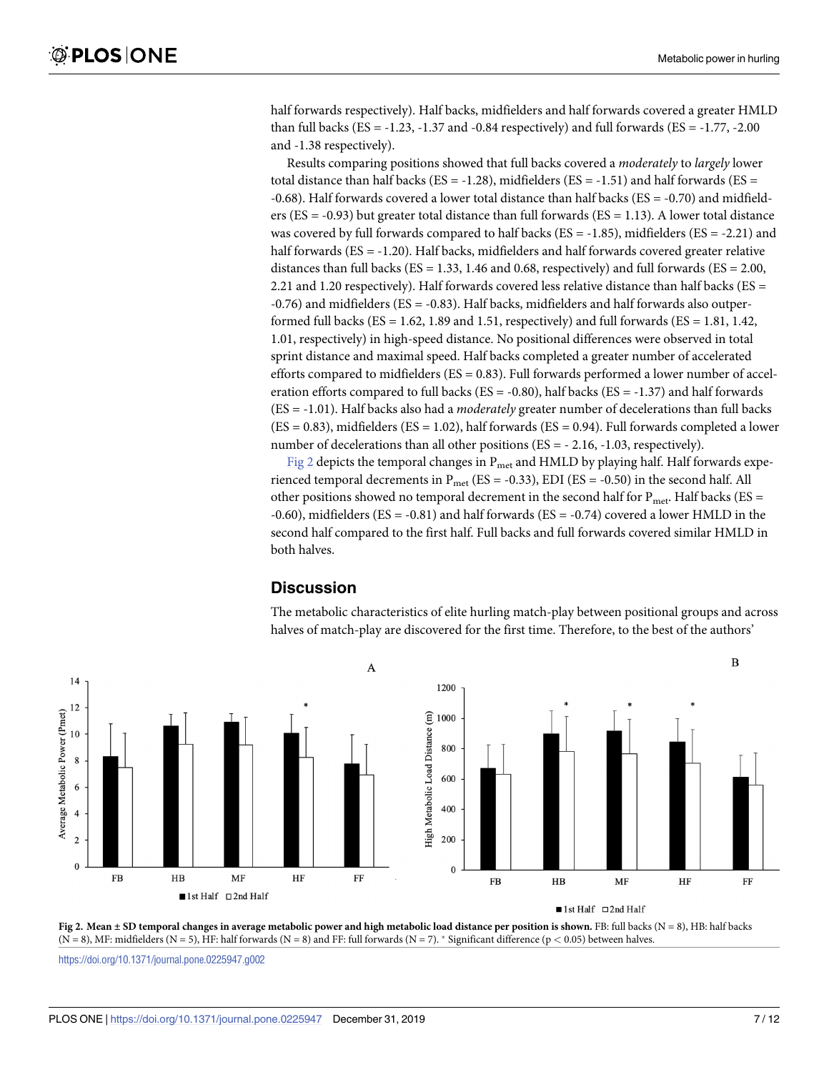half forwards respectively). Half backs, midfielders and half forwards covered a greater HMLD than full backs (ES = -1.23, -1.37 and -0.84 respectively) and full forwards (ES = -1.77, -2.00 and -1.38 respectively).

Results comparing positions showed that full backs covered a *moderately* to *largely* lower total distance than half backs (ES = -1.28), midfielders (ES = -1.51) and half forwards (ES = -0.68). Half forwards covered a lower total distance than half backs (ES = -0.70) and midfielders (ES = -0.93) but greater total distance than full forwards (ES = 1.13). A lower total distance was covered by full forwards compared to half backs (ES = -1.85), midfielders (ES = -2.21) and half forwards (ES = -1.20). Half backs, midfielders and half forwards covered greater relative distances than full backs (ES = 1.33, 1.46 and 0.68, respectively) and full forwards (ES = 2.00, 2.21 and 1.20 respectively). Half forwards covered less relative distance than half backs (ES = -0.76) and midfielders (ES = -0.83). Half backs, midfielders and half forwards also outperformed full backs (ES = 1.62, 1.89 and 1.51, respectively) and full forwards (ES = 1.81, 1.42, 1.01, respectively) in high-speed distance. No positional differences were observed in total sprint distance and maximal speed. Half backs completed a greater number of accelerated efforts compared to midfielders (ES = 0.83). Full forwards performed a lower number of acceleration efforts compared to full backs (ES = -0.80), half backs (ES = -1.37) and half forwards (ES = -1.01). Half backs also had a *moderately* greater number of decelerations than full backs (ES = 0.83), midfielders (ES = 1.02), half forwards (ES = 0.94). Full forwards completed a lower number of decelerations than all other positions (ES = - 2.16, -1.03, respectively).

Fig 2 depicts the temporal changes in $P_{met}$ and HMLD by playing half. Half forwards experienced temporal decrements in $P_{met}$ (ES = -0.33), EDI (ES = -0.50) in the second half. All other positions showed no temporal decrement in the second half for $P_{met}$. Half backs (ES = -0.60), midfielders (ES = -0.81) and half forwards (ES = -0.74) covered a lower HMLD in the second half compared to the first half. Full backs and full forwards covered similar HMLD in both halves.

## Discussion

The metabolic characteristics of elite hurling match-play between positional groups and across halves of match-play are discovered for the first time. Therefore, to the best of the authors'

**Fig 2. Mean ± SD temporal changes in average metabolic power and high metabolic load distance per position is shown.** FB: full backs (N = 8), HB: half backs (N = 8), MF: midfielders (N = 5), HF: half forwards (N = 8) and FF: full forwards (N = 7). * Significant difference ($p < 0.05$) between halves.

https://doi.org/10.1371/journal.pone.0225947.g002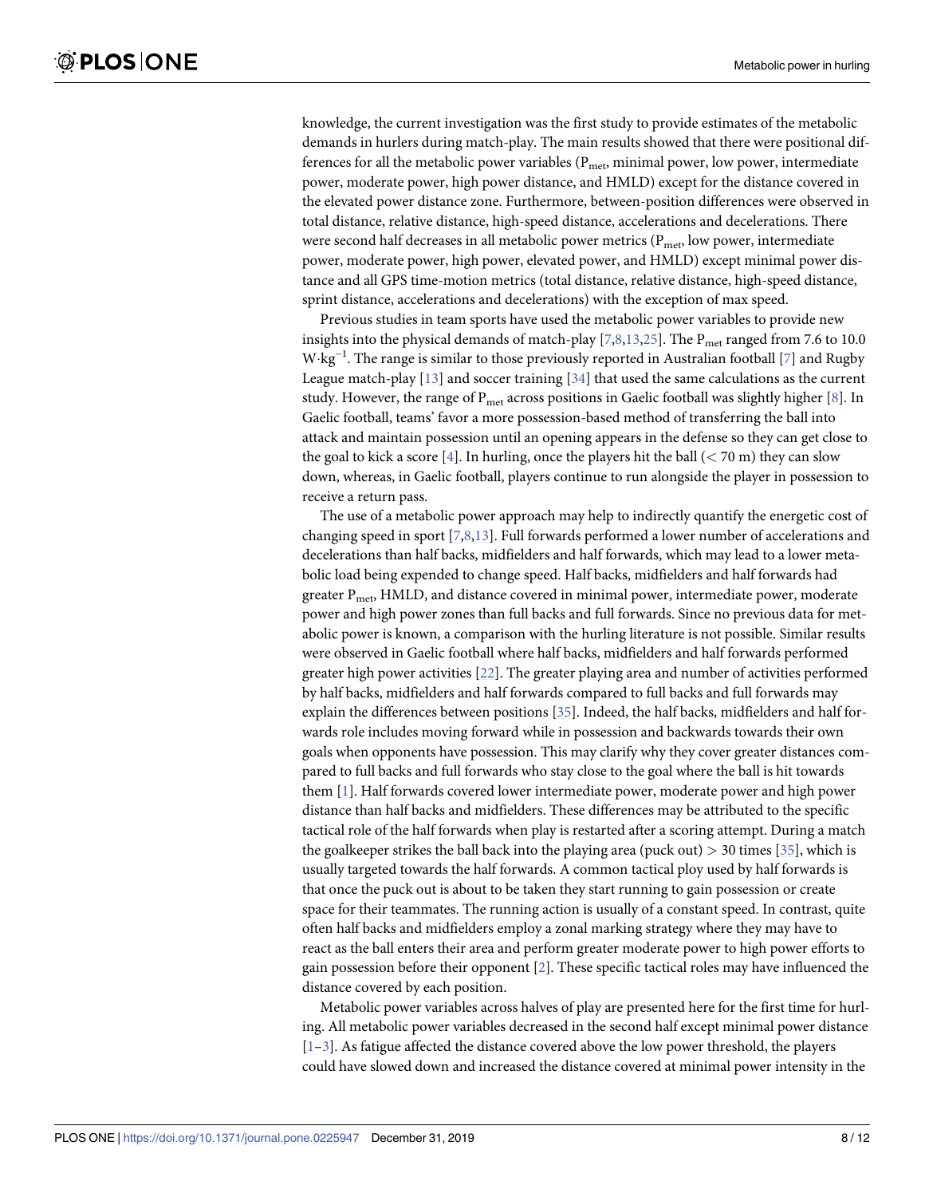knowledge, the current investigation was the first study to provide estimates of the metabolic demands in hurlers during match-play. The main results showed that there were positional differences for all the metabolic power variables ($P_{met}$, minimal power, low power, intermediate power, moderate power, high power distance, and HMLD) except for the distance covered in the elevated power distance zone. Furthermore, between-position differences were observed in total distance, relative distance, high-speed distance, accelerations and decelerations. There were second half decreases in all metabolic power metrics ($P_{met}$, low power, intermediate power, moderate power, high power, elevated power, and HMLD) except minimal power distance and all GPS time-motion metrics (total distance, relative distance, high-speed distance, sprint distance, accelerations and decelerations) with the exception of max speed.

Previous studies in team sports have used the metabolic power variables to provide new insights into the physical demands of match-play [7,8,13,25]. The $P_{met}$ ranged from 7.6 to 10.0 $W \cdot kg^{-1}$. The range is similar to those previously reported in Australian football [7] and Rugby League match-play [13] and soccer training [34] that used the same calculations as the current study. However, the range of $P_{met}$ across positions in Gaelic football was slightly higher [8]. In Gaelic football, teams' favor a more possession-based method of transferring the ball into attack and maintain possession until an opening appears in the defense so they can get close to the goal to kick a score [4]. In hurling, once the players hit the ball (< 70 m) they can slow down, whereas, in Gaelic football, players continue to run alongside the player in possession to receive a return pass.

The use of a metabolic power approach may help to indirectly quantify the energetic cost of changing speed in sport [7,8,13]. Full forwards performed a lower number of accelerations and decelerations than half backs, midfielders and half forwards, which may lead to a lower metabolic load being expended to change speed. Half backs, midfielders and half forwards had greater $P_{met}$, HMLD, and distance covered in minimal power, intermediate power, moderate power and high power zones than full backs and full forwards. Since no previous data for metabolic power is known, a comparison with the hurling literature is not possible. Similar results were observed in Gaelic football where half backs, midfielders and half forwards performed greater high power activities [22]. The greater playing area and number of activities performed by half backs, midfielders and half forwards compared to full backs and full forwards may explain the differences between positions [35]. Indeed, the half backs, midfielders and half forwards role includes moving forward while in possession and backwards towards their own goals when opponents have possession. This may clarify why they cover greater distances compared to full backs and full forwards who stay close to the goal where the ball is hit towards them [1]. Half forwards covered lower intermediate power, moderate power and high power distance than half backs and midfielders. These differences may be attributed to the specific tactical role of the half forwards when play is restarted after a scoring attempt. During a match the goalkeeper strikes the ball back into the playing area (puck out) > 30 times [35], which is usually targeted towards the half forwards. A common tactical ploy used by half forwards is that once the puck out is about to be taken they start running to gain possession or create space for their teammates. The running action is usually of a constant speed. In contrast, quite often half backs and midfielders employ a zonal marking strategy where they may have to react as the ball enters their area and perform greater moderate power to high power efforts to gain possession before their opponent [2]. These specific tactical roles may have influenced the distance covered by each position.

Metabolic power variables across halves of play are presented here for the first time for hurling. All metabolic power variables decreased in the second half except minimal power distance [1–3]. As fatigue affected the distance covered above the low power threshold, the players could have slowed down and increased the distance covered at minimal power intensity in the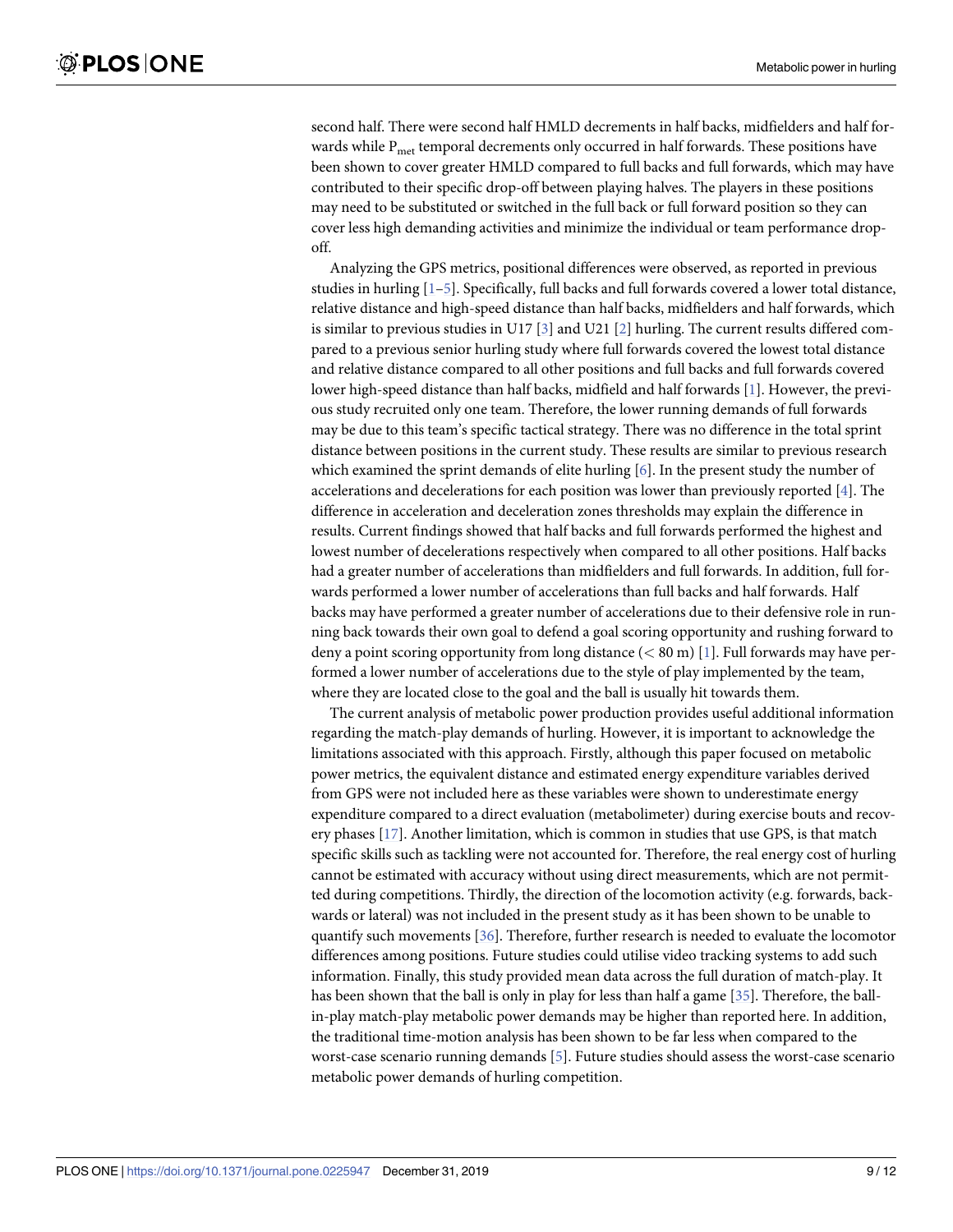second half. There were second half HMLD decrements in half backs, midfielders and half forwards while $P_{met}$ temporal decrements only occurred in half forwards. These positions have been shown to cover greater HMLD compared to full backs and full forwards, which may have contributed to their specific drop-off between playing halves. The players in these positions may need to be substituted or switched in the full back or full forward position so they can cover less high demanding activities and minimize the individual or team performance drop-off.

Analyzing the GPS metrics, positional differences were observed, as reported in previous studies in hurling [1–5]. Specifically, full backs and full forwards covered a lower total distance, relative distance and high-speed distance than half backs, midfielders and half forwards, which is similar to previous studies in U17 [3] and U21 [2] hurling. The current results differed compared to a previous senior hurling study where full forwards covered the lowest total distance and relative distance compared to all other positions and full backs and full forwards covered lower high-speed distance than half backs, midfield and half forwards [1]. However, the previous study recruited only one team. Therefore, the lower running demands of full forwards may be due to this team's specific tactical strategy. There was no difference in the total sprint distance between positions in the current study. These results are similar to previous research which examined the sprint demands of elite hurling [6]. In the present study the number of accelerations and decelerations for each position was lower than previously reported [4]. The difference in acceleration and deceleration zones thresholds may explain the difference in results. Current findings showed that half backs and full forwards performed the highest and lowest number of decelerations respectively when compared to all other positions. Half backs had a greater number of accelerations than midfielders and full forwards. In addition, full forwards performed a lower number of accelerations than full backs and half forwards. Half backs may have performed a greater number of accelerations due to their defensive role in running back towards their own goal to defend a goal scoring opportunity and rushing forward to deny a point scoring opportunity from long distance ($< 80$ m) [1]. Full forwards may have performed a lower number of accelerations due to the style of play implemented by the team, where they are located close to the goal and the ball is usually hit towards them.

The current analysis of metabolic power production provides useful additional information regarding the match-play demands of hurling. However, it is important to acknowledge the limitations associated with this approach. Firstly, although this paper focused on metabolic power metrics, the equivalent distance and estimated energy expenditure variables derived from GPS were not included here as these variables were shown to underestimate energy expenditure compared to a direct evaluation (metabolimeter) during exercise bouts and recovery phases [17]. Another limitation, which is common in studies that use GPS, is that match specific skills such as tackling were not accounted for. Therefore, the real energy cost of hurling cannot be estimated with accuracy without using direct measurements, which are not permitted during competitions. Thirdly, the direction of the locomotion activity (e.g. forwards, backwards or lateral) was not included in the present study as it has been shown to be unable to quantify such movements [36]. Therefore, further research is needed to evaluate the locomotor differences among positions. Future studies could utilise video tracking systems to add such information. Finally, this study provided mean data across the full duration of match-play. It has been shown that the ball is only in play for less than half a game [35]. Therefore, the ball-in-play match-play metabolic power demands may be higher than reported here. In addition, the traditional time-motion analysis has been shown to be far less when compared to the worst-case scenario running demands [5]. Future studies should assess the worst-case scenario metabolic power demands of hurling competition.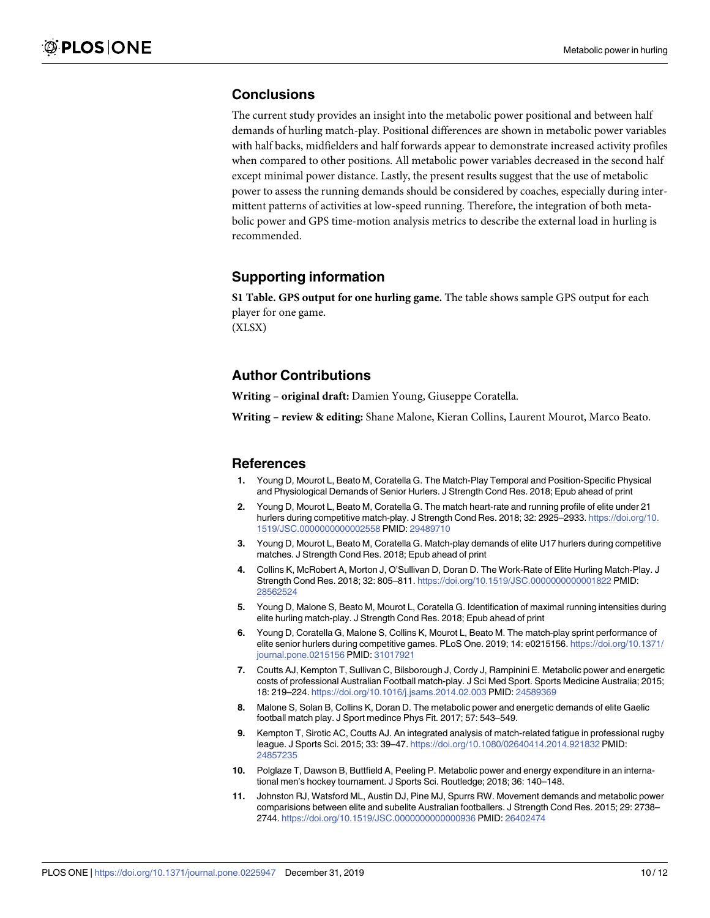## Conclusions

The current study provides an insight into the metabolic power positional and between half demands of hurling match-play. Positional differences are shown in metabolic power variables with half backs, midfielders and half forwards appear to demonstrate increased activity profiles when compared to other positions. All metabolic power variables decreased in the second half except minimal power distance. Lastly, the present results suggest that the use of metabolic power to assess the running demands should be considered by coaches, especially during intermittent patterns of activities at low-speed running. Therefore, the integration of both metabolic power and GPS time-motion analysis metrics to describe the external load in hurling is recommended.

## Supporting information

**S1 Table. GPS output for one hurling game.** The table shows sample GPS output for each player for one game.
(XLSX)

## Author Contributions

**Writing – original draft:** Damien Young, Giuseppe Coratella.

**Writing – review & editing:** Shane Malone, Kieran Collins, Laurent Mourot, Marco Beato.

## References

1. Young D, Mourot L, Beato M, Coratella G. The Match-Play Temporal and Position-Specific Physical and Physiological Demands of Senior Hurlers. J Strength Cond Res. 2018; Epub ahead of print
2. Young D, Mourot L, Beato M, Coratella G. The match heart-rate and running profile of elite under 21 hurlers during competitive match-play. J Strength Cond Res. 2018; 32: 2925–2933. https://doi.org/10.1519/JSC.0000000000002558 PMID: 29489710
3. Young D, Mourot L, Beato M, Coratella G. Match-play demands of elite U17 hurlers during competitive matches. J Strength Cond Res. 2018; Epub ahead of print
4. Collins K, McRobert A, Morton J, O'Sullivan D, Doran D. The Work-Rate of Elite Hurling Match-Play. J Strength Cond Res. 2018; 32: 805–811. https://doi.org/10.1519/JSC.0000000000001822 PMID: 28562524
5. Young D, Malone S, Beato M, Mourot L, Coratella G. Identification of maximal running intensities during elite hurling match-play. J Strength Cond Res. 2018; Epub ahead of print
6. Young D, Coratella G, Malone S, Collins K, Mourot L, Beato M. The match-play sprint performance of elite senior hurlers during competitive games. PLoS One. 2019; 14: e0215156. https://doi.org/10.1371/journal.pone.0215156 PMID: 31017921
7. Coutts AJ, Kempton T, Sullivan C, Bilsborough J, Cordy J, Rampinini E. Metabolic power and energetic costs of professional Australian Football match-play. J Sci Med Sport. Sports Medicine Australia; 2015; 18: 219–224. https://doi.org/10.1016/j.jsams.2014.02.003 PMID: 24589369
8. Malone S, Solan B, Collins K, Doran D. The metabolic power and energetic demands of elite Gaelic football match play. J Sport medince Phys Fit. 2017; 57: 543–549.
9. Kempton T, Sirotic AC, Coutts AJ. An integrated analysis of match-related fatigue in professional rugby league. J Sports Sci. 2015; 33: 39–47. https://doi.org/10.1080/02640414.2014.921832 PMID: 24857235
10. Polglaze T, Dawson B, Buttfield A, Peeling P. Metabolic power and energy expenditure in an international men's hockey tournament. J Sports Sci. Routledge; 2018; 36: 140–148.
11. Johnston RJ, Watsford ML, Austin DJ, Pine MJ, Spurrs RW. Movement demands and metabolic power comparisions between elite and subelite Australian footballers. J Strength Cond Res. 2015; 29: 2738–2744. https://doi.org/10.1519/JSC.0000000000000936 PMID: 26402474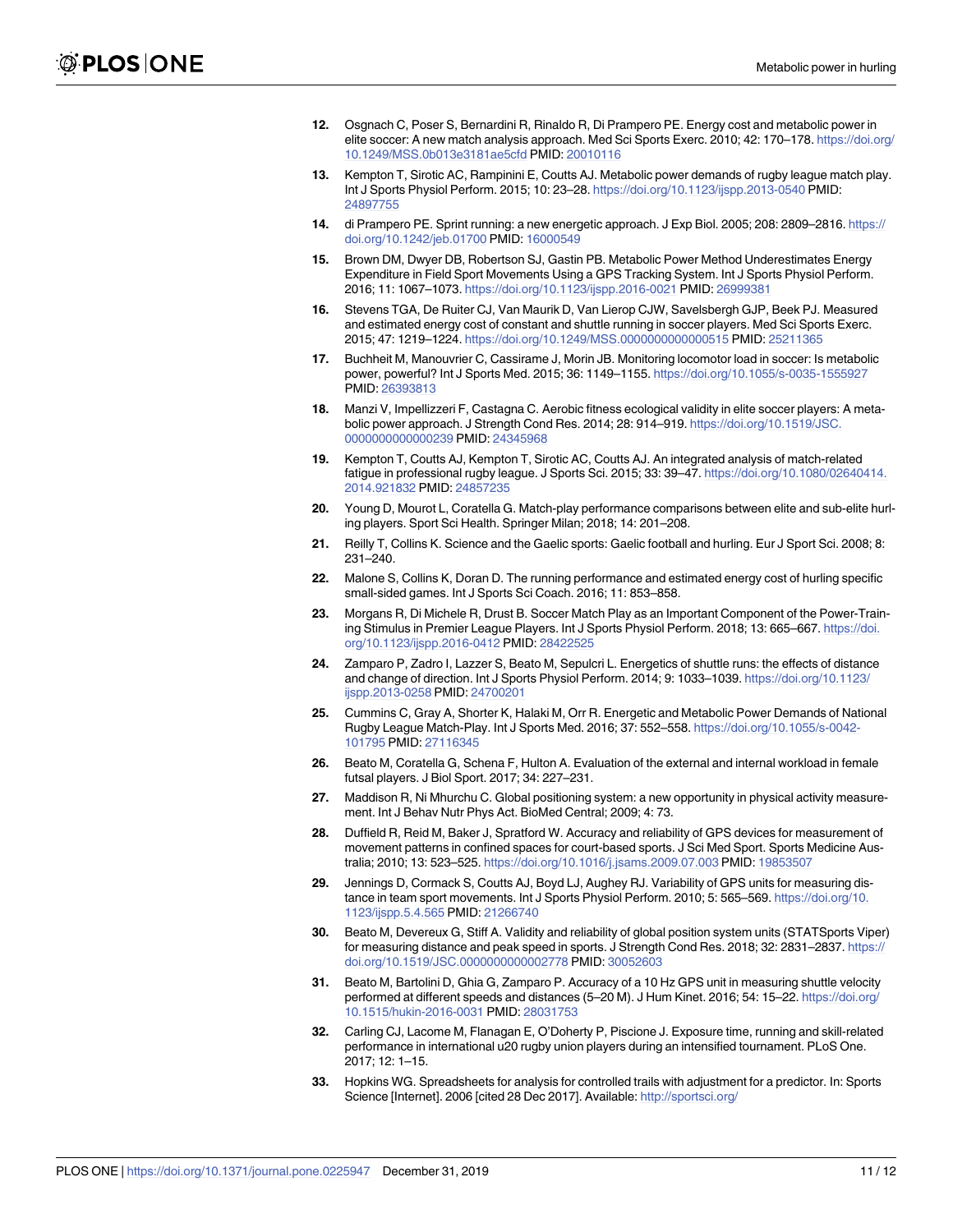12. Osgnach C, Poser S, Bernardini R, Rinaldo R, Di Prampero PE. Energy cost and metabolic power in elite soccer: A new match analysis approach. Med Sci Sports Exerc. 2010; 42: 170–178. https://doi.org/10.1249/MSS.0b013e3181ae5cfd PMID: 20010116

13. Kempton T, Sirotic AC, Rampinini E, Coutts AJ. Metabolic power demands of rugby league match play. Int J Sports Physiol Perform. 2015; 10: 23–28. https://doi.org/10.1123/ijspp.2013-0540 PMID: 24897755

14. di Prampero PE. Sprint running: a new energetic approach. J Exp Biol. 2005; 208: 2809–2816. https://doi.org/10.1242/jeb.01700 PMID: 16000549

15. Brown DM, Dwyer DB, Robertson SJ, Gastin PB. Metabolic Power Method Underestimates Energy Expenditure in Field Sport Movements Using a GPS Tracking System. Int J Sports Physiol Perform. 2016; 11: 1067–1073. https://doi.org/10.1123/ijspp.2016-0021 PMID: 26999381

16. Stevens TGA, De Ruiter CJ, Van Maurik D, Van Lierop CJW, Savelsbergh GJP, Beek PJ. Measured and estimated energy cost of constant and shuttle running in soccer players. Med Sci Sports Exerc. 2015; 47: 1219–1224. https://doi.org/10.1249/MSS.0000000000000515 PMID: 25211365

17. Buchheit M, Manouvrier C, Cassirame J, Morin JB. Monitoring locomotor load in soccer: Is metabolic power, powerful? Int J Sports Med. 2015; 36: 1149–1155. https://doi.org/10.1055/s-0035-1555927 PMID: 26393813

18. Manzi V, Impellizzeri F, Castagna C. Aerobic fitness ecological validity in elite soccer players: A metabolic power approach. J Strength Cond Res. 2014; 28: 914–919. https://doi.org/10.1519/JSC.0000000000000239 PMID: 24345968

19. Kempton T, Coutts AJ, Kempton T, Sirotic AC, Coutts AJ. An integrated analysis of match-related fatigue in professional rugby league. J Sports Sci. 2015; 33: 39–47. https://doi.org/10.1080/02640414.2014.921832 PMID: 24857235

20. Young D, Mourot L, Coratella G. Match-play performance comparisons between elite and sub-elite hurling players. Sport Sci Health. Springer Milan; 2018; 14: 201–208.

21. Reilly T, Collins K. Science and the Gaelic sports: Gaelic football and hurling. Eur J Sport Sci. 2008; 8: 231–240.

22. Malone S, Collins K, Doran D. The running performance and estimated energy cost of hurling specific small-sided games. Int J Sports Sci Coach. 2016; 11: 853–858.

23. Morgans R, Di Michele R, Drust B. Soccer Match Play as an Important Component of the Power-Training Stimulus in Premier League Players. Int J Sports Physiol Perform. 2018; 13: 665–667. https://doi.org/10.1123/ijspp.2016-0412 PMID: 28422525

24. Zamparo P, Zadro I, Lazzer S, Beato M, Sepulcri L. Energetics of shuttle runs: the effects of distance and change of direction. Int J Sports Physiol Perform. 2014; 9: 1033–1039. https://doi.org/10.1123/ijspp.2013-0258 PMID: 24700201

25. Cummins C, Gray A, Shorter K, Halaki M, Orr R. Energetic and Metabolic Power Demands of National Rugby League Match-Play. Int J Sports Med. 2016; 37: 552–558. https://doi.org/10.1055/s-0042-101795 PMID: 27116345

26. Beato M, Coratella G, Schena F, Hulton A. Evaluation of the external and internal workload in female futsal players. J Biol Sport. 2017; 34: 227–231.

27. Maddison R, Ni Mhurchu C. Global positioning system: a new opportunity in physical activity measurement. Int J Behav Nutr Phys Act. BioMed Central; 2009; 4: 73.

28. Duffield R, Reid M, Baker J, Spratford W. Accuracy and reliability of GPS devices for measurement of movement patterns in confined spaces for court-based sports. J Sci Med Sport. Sports Medicine Australia; 2010; 13: 523–525. https://doi.org/10.1016/j.jsams.2009.07.003 PMID: 19853507

29. Jennings D, Cormack S, Coutts AJ, Boyd LJ, Aughey RJ. Variability of GPS units for measuring distance in team sport movements. Int J Sports Physiol Perform. 2010; 5: 565–569. https://doi.org/10.1123/ijspp.5.4.565 PMID: 21266740

30. Beato M, Devereux G, Stiff A. Validity and reliability of global position system units (STATSports Viper) for measuring distance and peak speed in sports. J Strength Cond Res. 2018; 32: 2831–2837. https://doi.org/10.1519/JSC.0000000000002778 PMID: 30052603

31. Beato M, Bartolini D, Ghia G, Zamparo P. Accuracy of a 10 Hz GPS unit in measuring shuttle velocity performed at different speeds and distances (5–20 M). J Hum Kinet. 2016; 54: 15–22. https://doi.org/10.1515/hukin-2016-0031 PMID: 28031753

32. Carling CJ, Lacome M, Flanagan E, O'Doherty P, Piscione J. Exposure time, running and skill-related performance in international u20 rugby union players during an intensified tournament. PLoS One. 2017; 12: 1–15.

33. Hopkins WG. Spreadsheets for analysis for controlled trails with adjustment for a predictor. In: Sports Science [Internet]. 2006 [cited 28 Dec 2017]. Available: http://sportsci.org/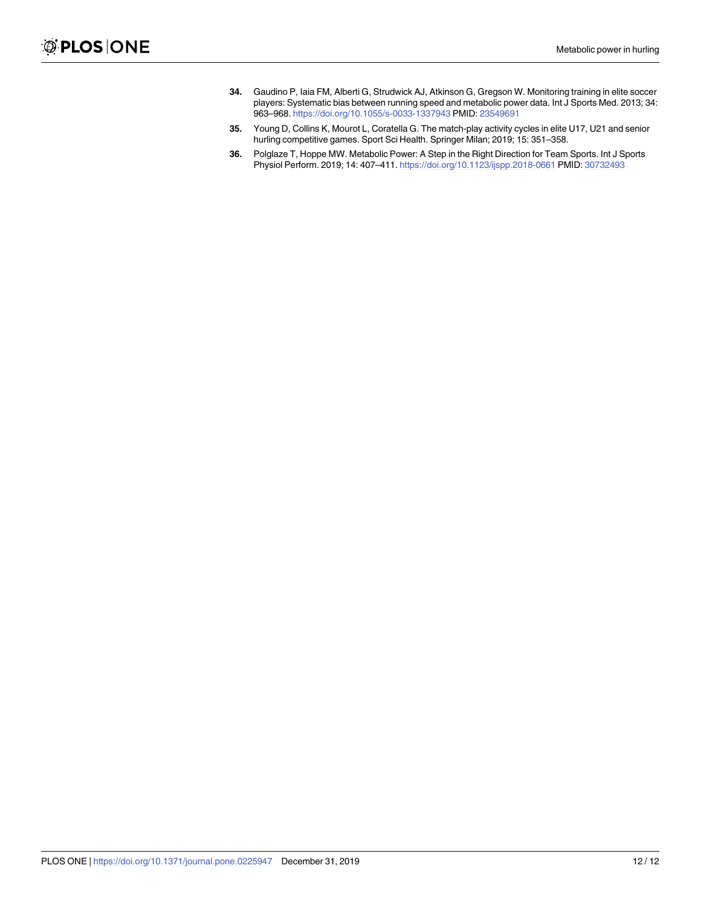34. Gaudino P, Iaia FM, Alberti G, Strudwick AJ, Atkinson G, Gregson W. Monitoring training in elite soccer players: Systematic bias between running speed and metabolic power data. Int J Sports Med. 2013; 34: 963–968. https://doi.org/10.1055/s-0033-1337943 PMID: 23549691

35. Young D, Collins K, Mourot L, Coratella G. The match-play activity cycles in elite U17, U21 and senior hurling competitive games. Sport Sci Health. Springer Milan; 2019; 15: 351–358.

36. Polglaze T, Hoppe MW. Metabolic Power: A Step in the Right Direction for Team Sports. Int J Sports Physiol Perform. 2019; 14: 407–411. https://doi.org/10.1123/ijspp.2018-0661 PMID: 30732493